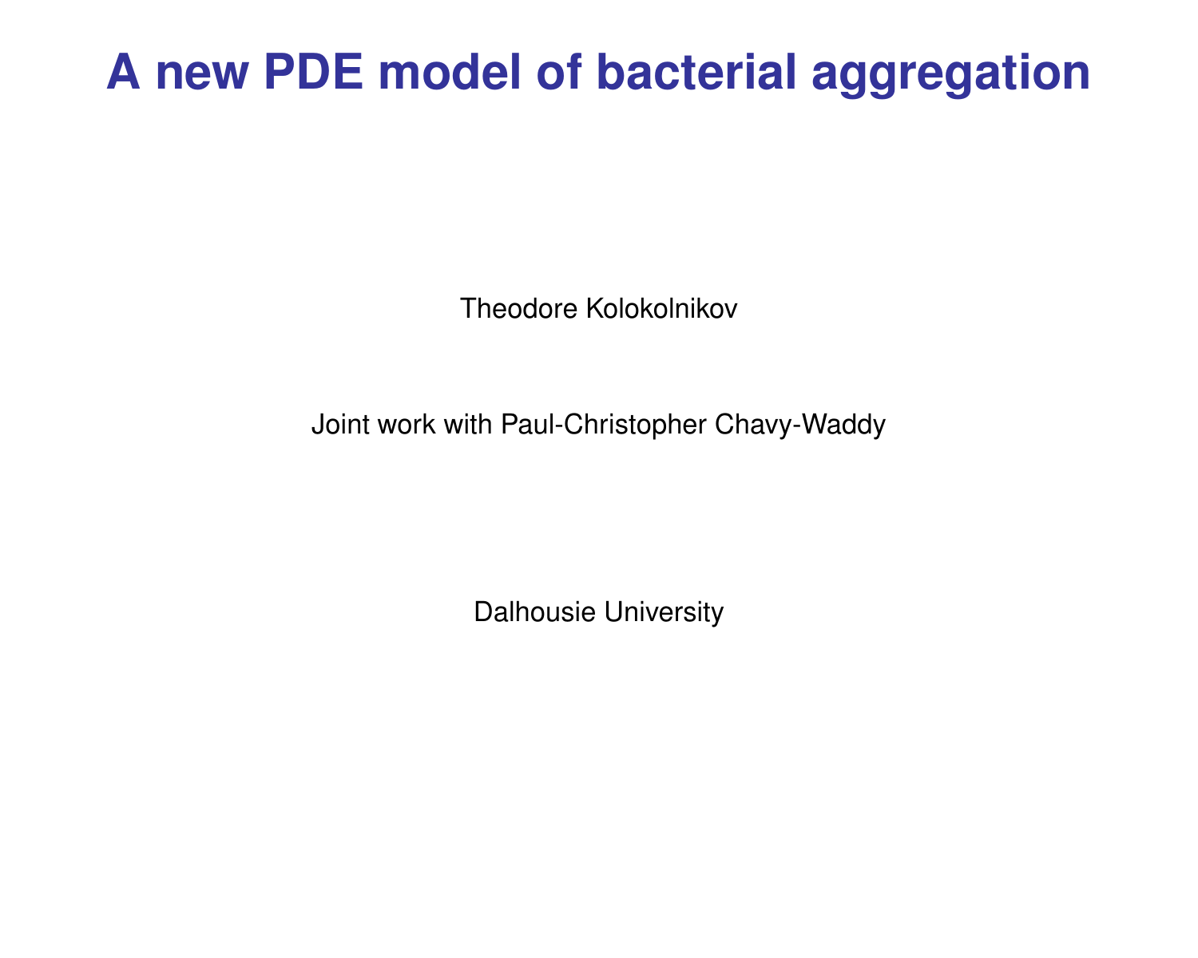# A new PDE model of bacterial aggregation

Theodore Kolokolnikov

Joint work with Paul-Christopher Chavy-Waddy

Dalhousie University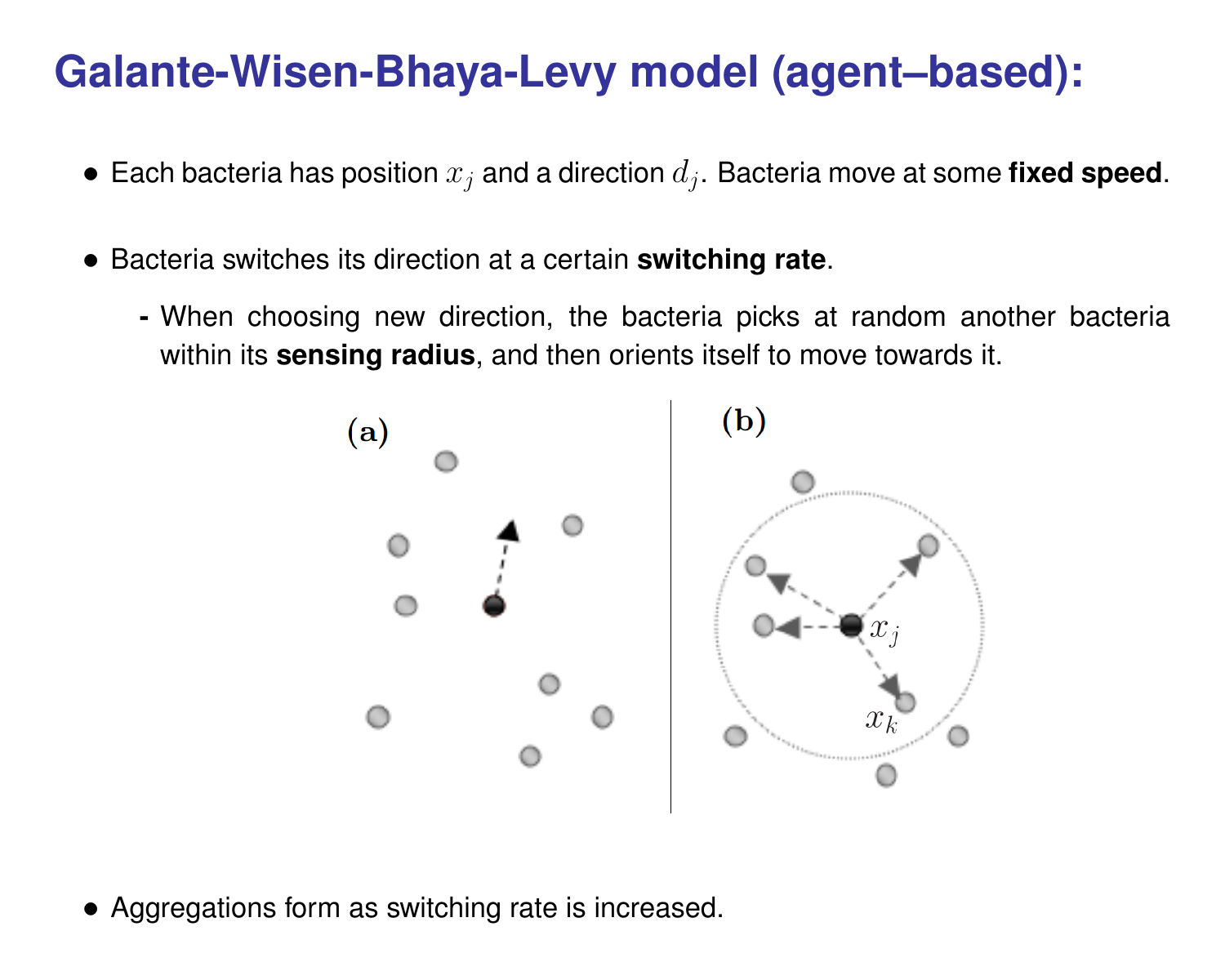# Galante-Wisen-Bhaya-Levy model (agent–based):

- Each bacteria has position $x_j$ and a direction $d_j$. Bacteria move at some **fixed speed**.
- Bacteria switches its direction at a certain **switching rate**.
  - When choosing new direction, the bacteria picks at random another bacteria within its **sensing radius**, and then orients itself to move towards it.

(a) (b)

- Aggregations form as switching rate is increased.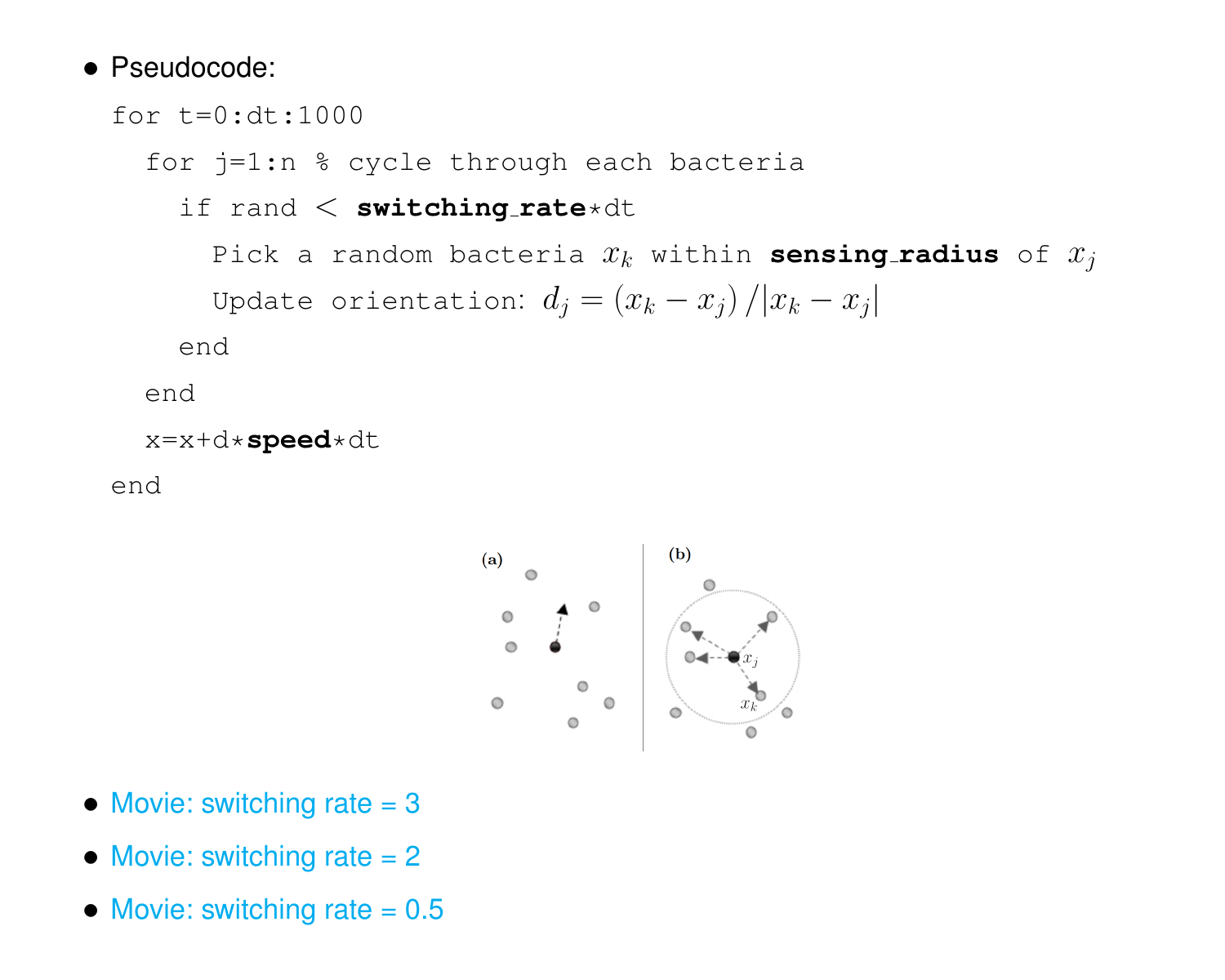- Pseudocode:

```
for t=0:dt:1000
  for j=1:n % cycle through each bacteria
    if rand < switching_rate*dt
      Pick a random bacteria x_k within sensing_radius of x_j
      Update orientation: d_j = (x_k - x_j)/|x_k - x_j|
    end
  end
  x=x+d*speed*dt
end
```

- Movie: switching rate = 3
- Movie: switching rate = 2
- Movie: switching rate = 0.5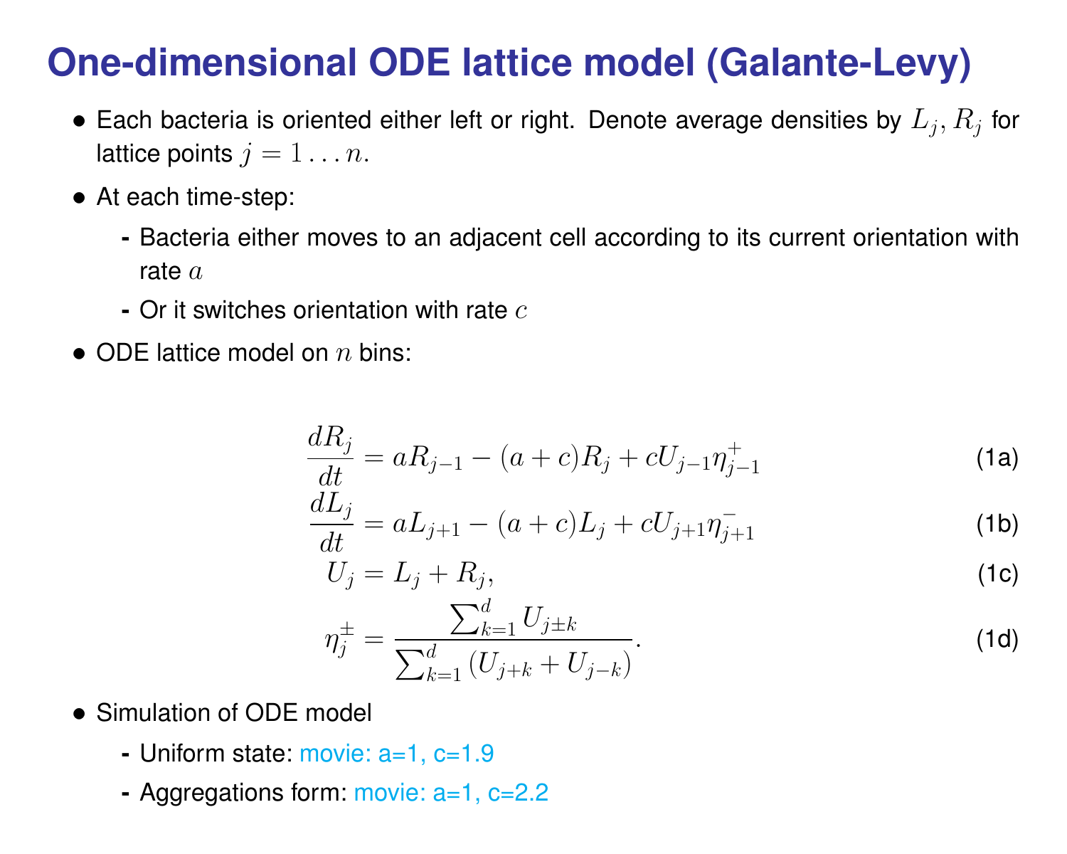# One-dimensional ODE lattice model (Galante-Levy)

- Each bacteria is oriented either left or right. Denote average densities by $L_j, R_j$ for lattice points $j = 1 \ldots n$.
- At each time-step:
  - Bacteria either moves to an adjacent cell according to its current orientation with rate $a$
  - Or it switches orientation with rate $c$
- ODE lattice model on $n$ bins:

$$\frac{dR_j}{dt} = aR_{j-1} - (a+c)R_j + cU_{j-1}\eta^{+}_{j-1} \tag{1a}$$

$$\frac{dL_j}{dt} = aL_{j+1} - (a+c)L_j + cU_{j+1}\eta^{-}_{j+1} \tag{1b}$$

$$U_j = L_j + R_j, \tag{1c}$$

$$\eta^{\pm}_j = \frac{\sum_{k=1}^{d} U_{j\pm k}}{\sum_{k=1}^{d}\left(U_{j+k} + U_{j-k}\right)}. \tag{1d}$$

- Simulation of ODE model
  - Uniform state: movie: a=1, c=1.9
  - Aggregations form: movie: a=1, c=2.2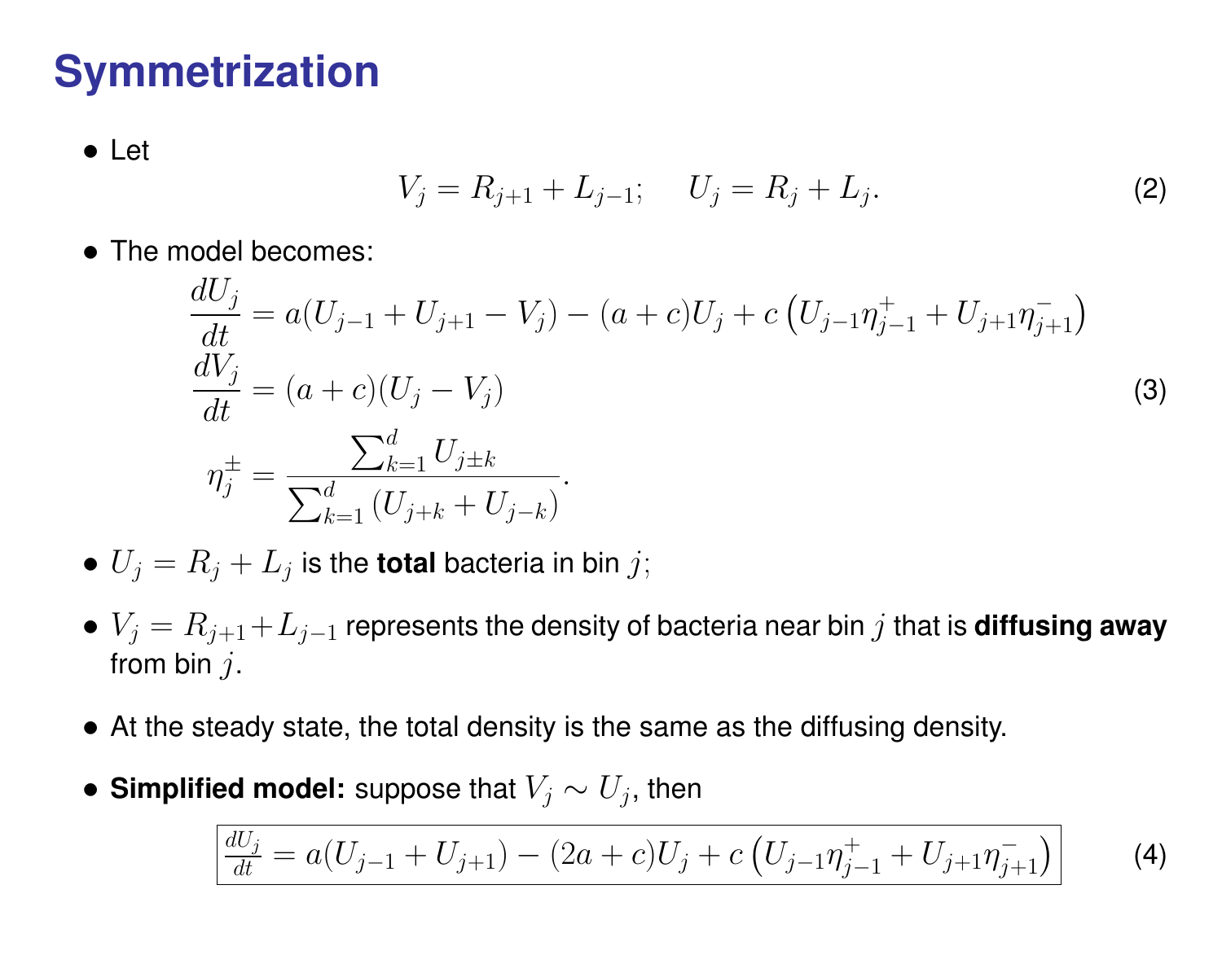# Symmetrization

- Let

$$V_j = R_{j+1} + L_{j-1}; \quad U_j = R_j + L_j. \tag{2}$$

- The model becomes:

$$\begin{aligned}
\frac{dU_j}{dt} &= a(U_{j-1} + U_{j+1} - V_j) - (a+c)U_j + c\left(U_{j-1}\eta_{j-1}^{+} + U_{j+1}\eta_{j+1}^{-}\right) \\
\frac{dV_j}{dt} &= (a+c)(U_j - V_j) \\
\eta_j^{\pm} &= \frac{\sum_{k=1}^{d} U_{j\pm k}}{\sum_{k=1}^{d}\left(U_{j+k} + U_{j-k}\right)}.
\end{aligned} \tag{3}$$

- $U_j = R_j + L_j$ is the **total** bacteria in bin $j$;
- $V_j = R_{j+1} + L_{j-1}$ represents the density of bacteria near bin $j$ that is **diffusing away** from bin $j$.
- At the steady state, the total density is the same as the diffusing density.
- **Simplified model:** suppose that $V_j \sim U_j$, then

$$\boxed{\frac{dU_j}{dt} = a(U_{j-1} + U_{j+1}) - (2a+c)U_j + c\left(U_{j-1}\eta_{j-1}^{+} + U_{j+1}\eta_{j+1}^{-}\right)} \tag{4}$$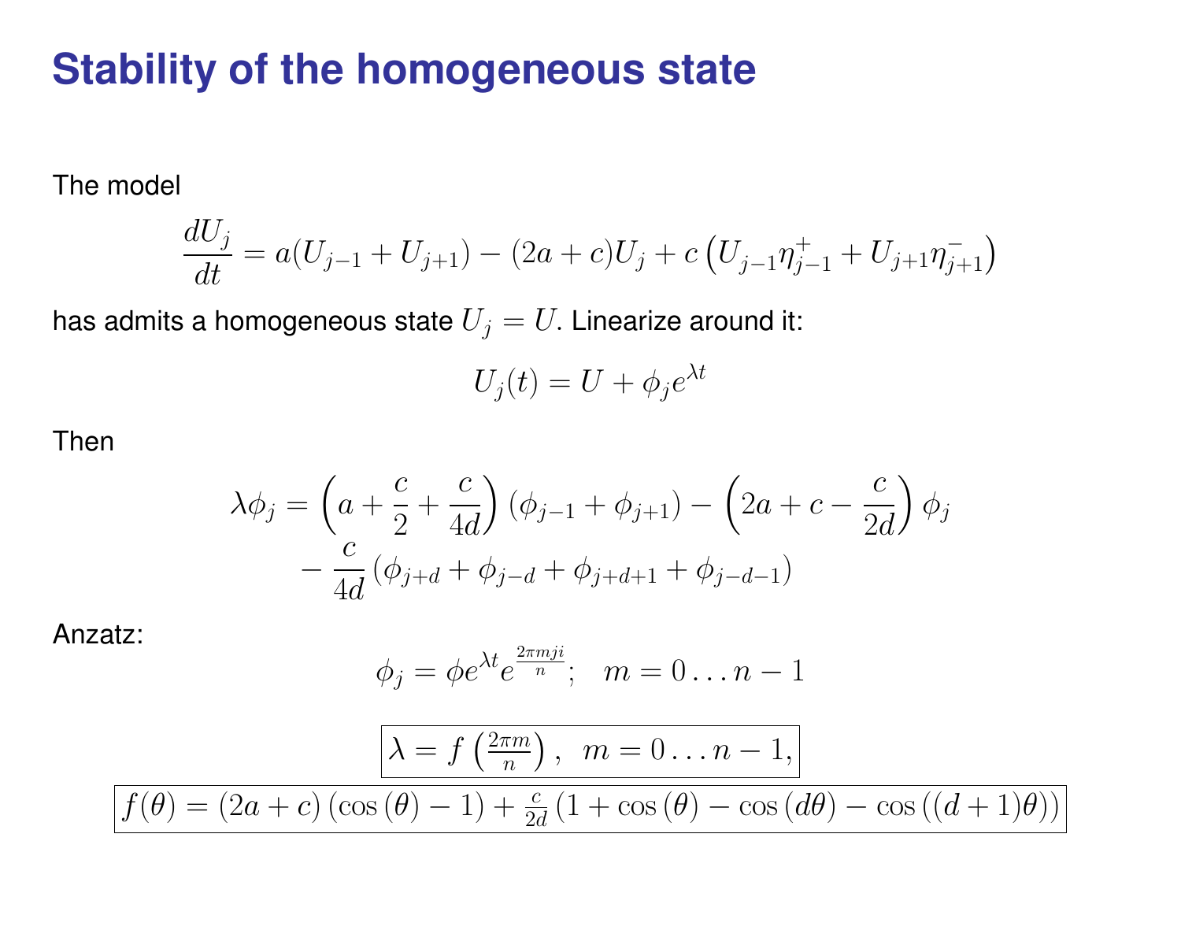# Stability of the homogeneous state

The model

$$\frac{dU_j}{dt} = a(U_{j-1} + U_{j+1}) - (2a+c)U_j + c\left(U_{j-1}\eta_{j-1}^{+} + U_{j+1}\eta_{j+1}^{-}\right)$$

has admits a homogeneous state $U_j = U$. Linearize around it:

$$U_j(t) = U + \phi_j e^{\lambda t}$$

Then

$$\lambda \phi_j = \left(a + \frac{c}{2} + \frac{c}{4d}\right)(\phi_{j-1} + \phi_{j+1}) - \left(2a + c - \frac{c}{2d}\right)\phi_j$$
$$- \frac{c}{4d}\left(\phi_{j+d} + \phi_{j-d} + \phi_{j+d+1} + \phi_{j-d-1}\right)$$

Anzatz:

$$\phi_j = \phi e^{\lambda t} e^{\frac{2\pi m j i}{n}}; \quad m = 0 \ldots n-1$$

$$\boxed{\lambda = f\left(\tfrac{2\pi m}{n}\right), \ \ m = 0 \ldots n-1,}$$

$$\boxed{f(\theta) = (2a+c)\left(\cos(\theta) - 1\right) + \tfrac{c}{2d}\left(1 + \cos(\theta) - \cos(d\theta) - \cos((d+1)\theta)\right)}$$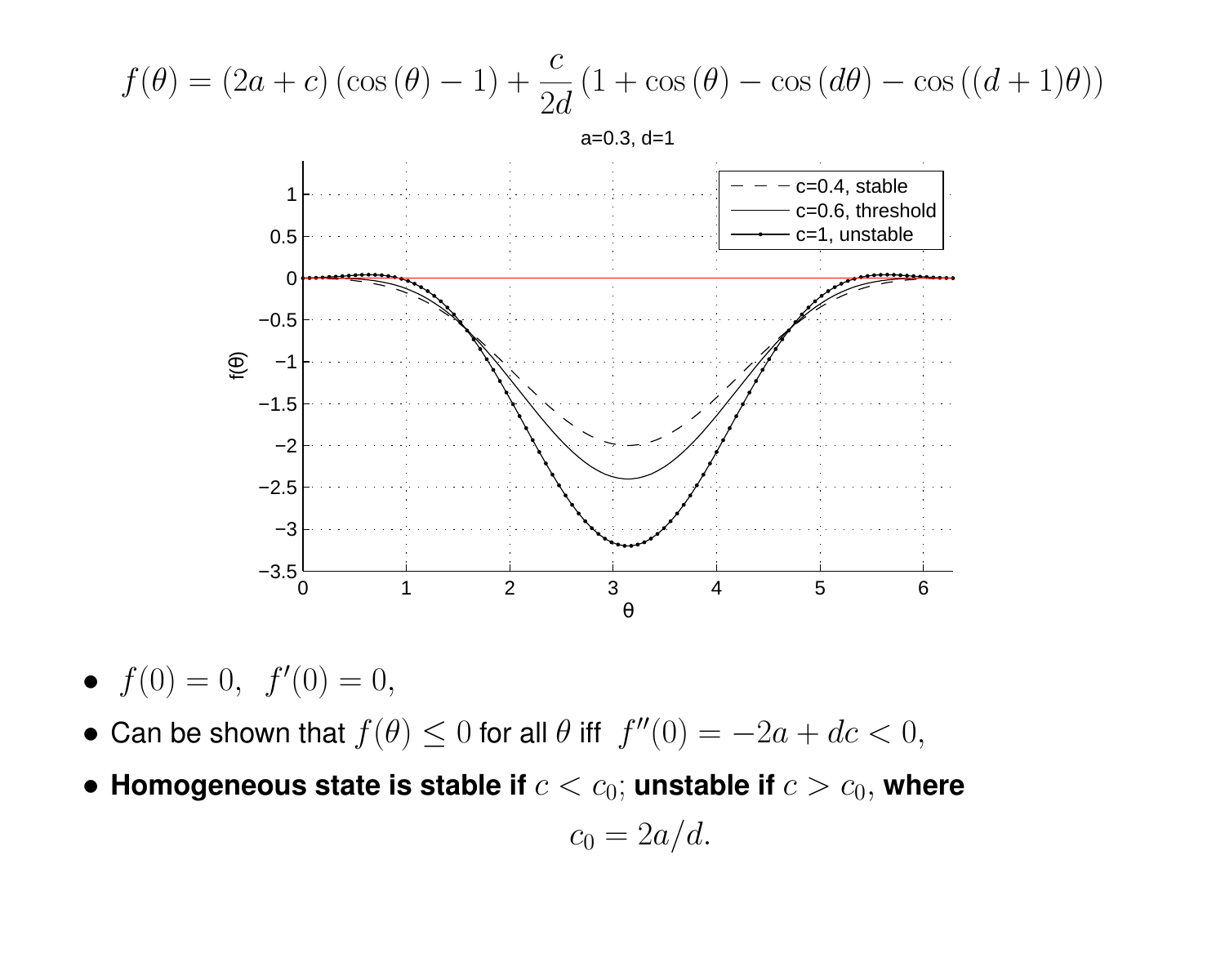$$f(\theta) = (2a + c)(\cos(\theta) - 1) + \frac{c}{2d}(1 + \cos(\theta) - \cos(d\theta) - \cos((d+1)\theta))$$

a=0.3, d=1

- c=0.4, stable
- c=0.6, threshold
- c=1, unstable

- $f(0) = 0, \; f'(0) = 0,$
- Can be shown that $f(\theta) \leq 0$ for all $\theta$ iff $f''(0) = -2a + dc < 0,$
- **Homogeneous state is stable if $c < c_0;$ unstable if $c > c_0,$ where**

$$c_0 = 2a/d.$$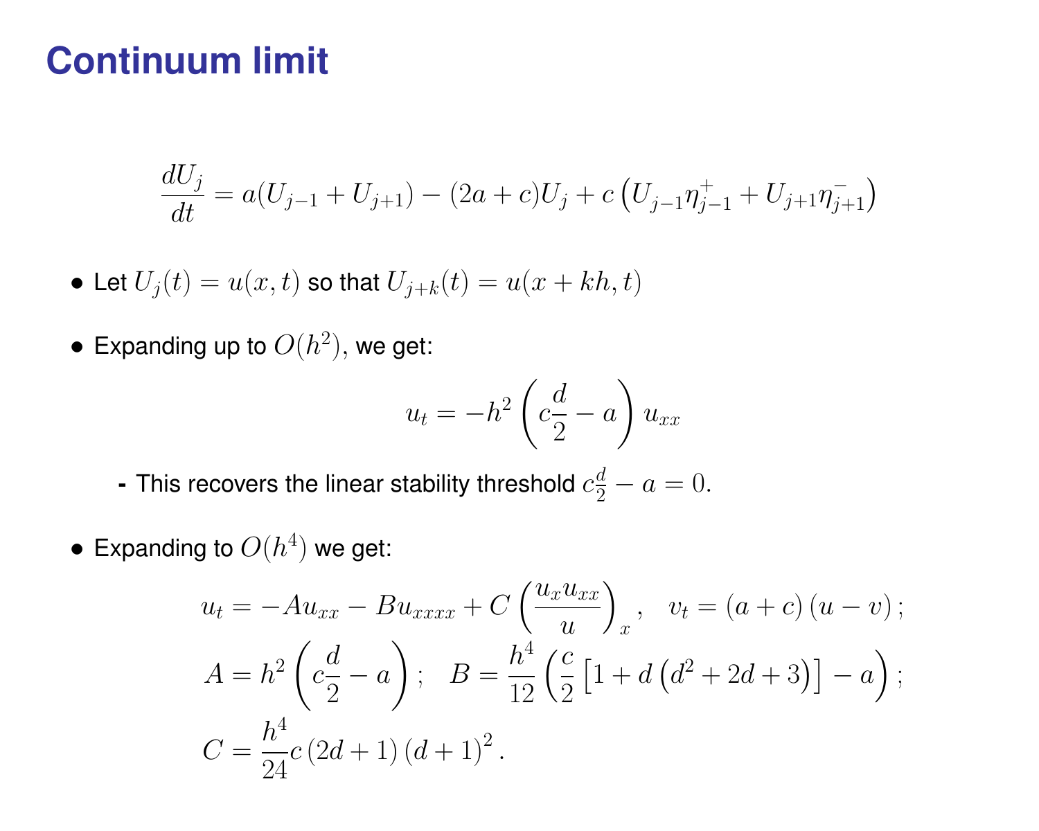# Continuum limit

$$\frac{dU_j}{dt} = a(U_{j-1} + U_{j+1}) - (2a + c)U_j + c\left(U_{j-1}\eta^+_{j-1} + U_{j+1}\eta^-_{j+1}\right)$$

- Let $U_j(t) = u(x,t)$ so that $U_{j+k}(t) = u(x + kh, t)$
- Expanding up to $O(h^2)$, we get:

$$u_t = -h^2\left(c\frac{d}{2} - a\right)u_{xx}$$

  - This recovers the linear stability threshold $c\frac{d}{2} - a = 0$.

- Expanding to $O(h^4)$ we get:

$$u_t = -Au_{xx} - Bu_{xxxx} + C\left(\frac{u_x u_{xx}}{u}\right)_x, \quad v_t = (a + c)(u - v);$$

$$A = h^2\left(c\frac{d}{2} - a\right); \quad B = \frac{h^4}{12}\left(\frac{c}{2}\left[1 + d\left(d^2 + 2d + 3\right)\right] - a\right);$$

$$C = \frac{h^4}{24}c(2d + 1)(d + 1)^2.$$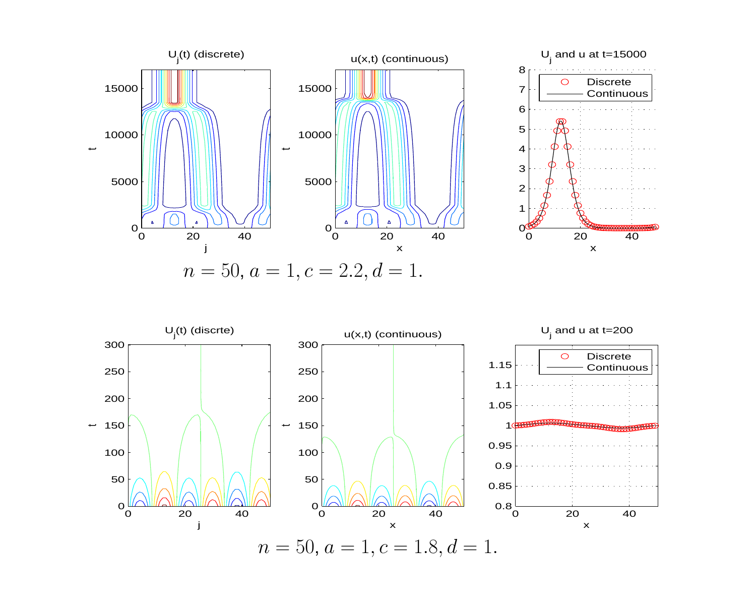$n = 50, a = 1, c = 2.2, d = 1.$

$n = 50, a = 1, c = 1.8, d = 1.$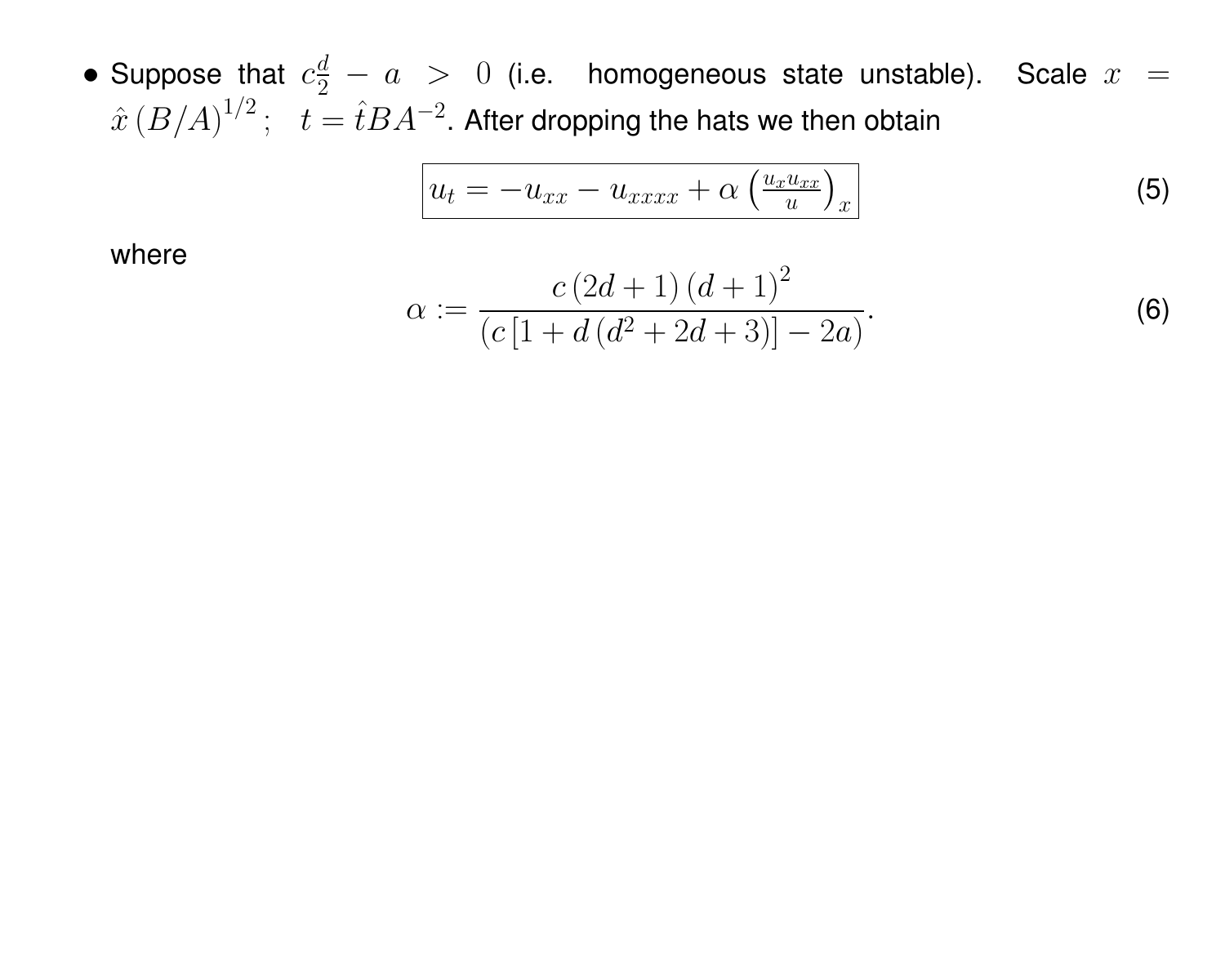- Suppose that $c\frac{d}{2} - a > 0$ (i.e. homogeneous state unstable). Scale $x = \hat{x}\,(B/A)^{1/2}\,; \quad t = \hat{t}BA^{-2}$. After dropping the hats we then obtain

$$\boxed{u_t = -u_{xx} - u_{xxxx} + \alpha\left(\frac{u_x u_{xx}}{u}\right)_x} \tag{5}$$

where

$$\alpha := \frac{c\,(2d+1)\,(d+1)^2}{(c\,[1 + d\,(d^2 + 2d + 3)] - 2a)}. \tag{6}$$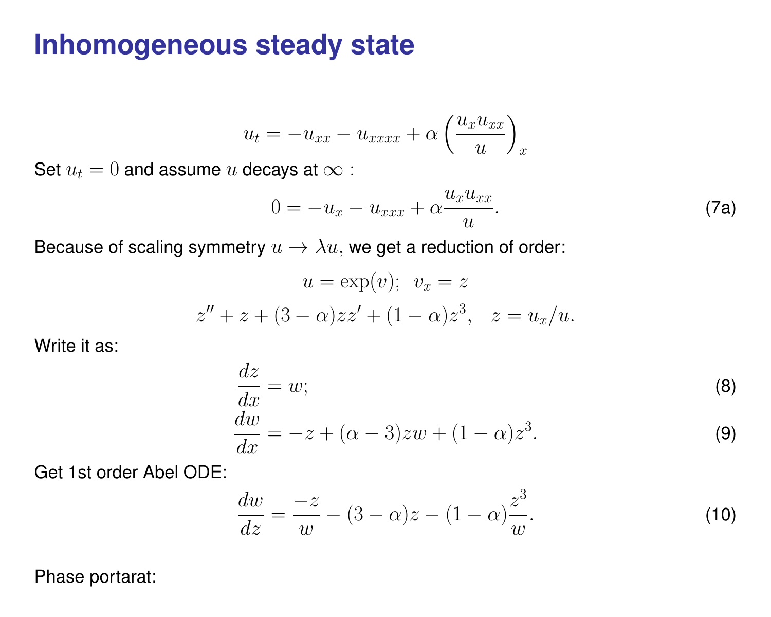# Inhomogeneous steady state

$$u_t = -u_{xx} - u_{xxxx} + \alpha \left( \frac{u_x u_{xx}}{u} \right)_x$$

Set $u_t = 0$ and assume $u$ decays at $\infty$ :

$$0 = -u_x - u_{xxx} + \alpha \frac{u_x u_{xx}}{u}. \tag{7a}$$

Because of scaling symmetry $u \to \lambda u$, we get a reduction of order:

$$u = \exp(v); \;\; v_x = z$$

$$z'' + z + (3-\alpha) z z' + (1-\alpha) z^3, \quad z = u_x/u.$$

Write it as:

$$\frac{dz}{dx} = w; \tag{8}$$

$$\frac{dw}{dx} = -z + (\alpha - 3) z w + (1-\alpha) z^3. \tag{9}$$

Get 1st order Abel ODE:

$$\frac{dw}{dz} = \frac{-z}{w} - (3-\alpha) z - (1-\alpha) \frac{z^3}{w}. \tag{10}$$

Phase portarat: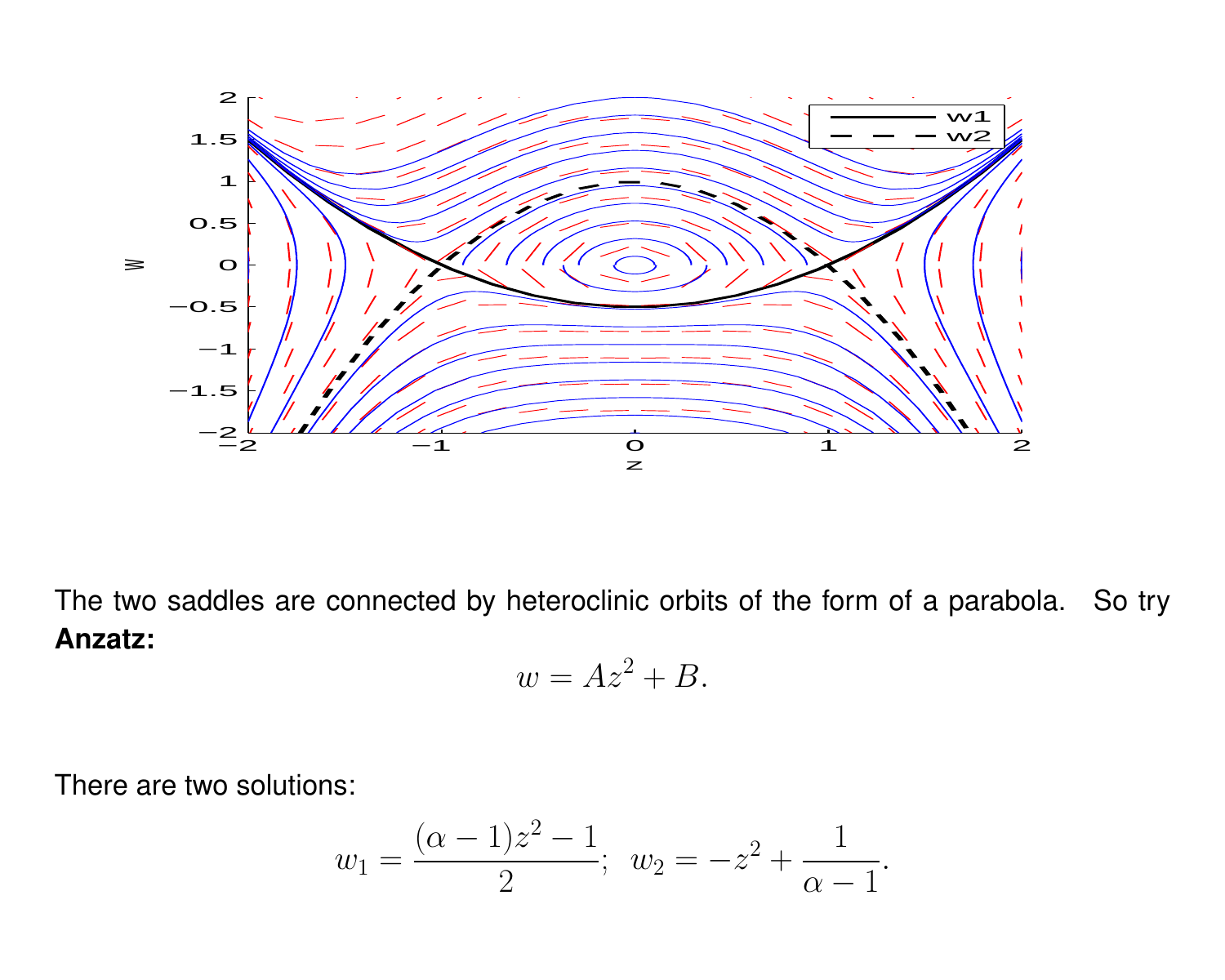The two saddles are connected by heteroclinic orbits of the form of a parabola. So try **Anzatz:**

$$w = Az^2 + B.$$

There are two solutions:

$$w_1 = \frac{(\alpha - 1)z^2 - 1}{2}; \quad w_2 = -z^2 + \frac{1}{\alpha - 1}.$$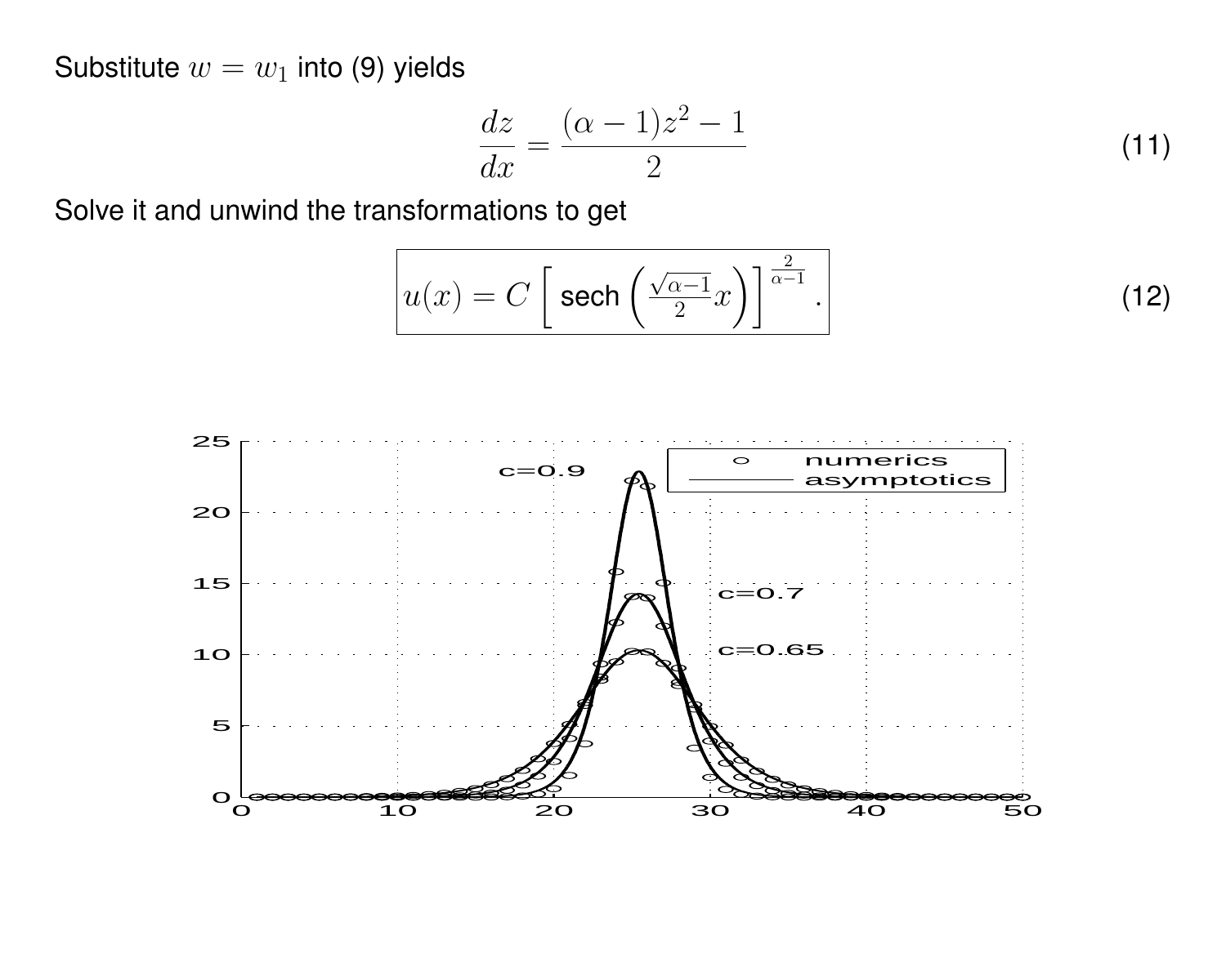Substitute $w = w_1$ into (9) yields

$$\frac{dz}{dx} = \frac{(\alpha - 1)z^2 - 1}{2} \tag{11}$$

Solve it and unwind the transformations to get

$$\boxed{u(x) = C \left[ \text{sech} \left( \frac{\sqrt{\alpha - 1}}{2} x \right) \right]^{\frac{2}{\alpha - 1}}.} \tag{12}$$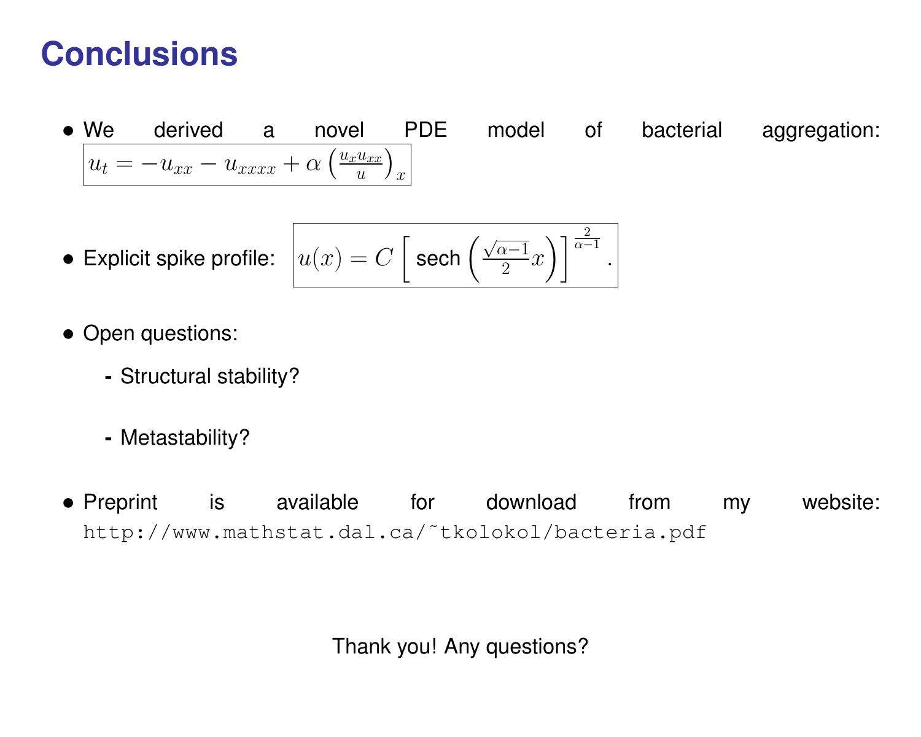# Conclusions

- We derived a novel PDE model of bacterial aggregation: $\boxed{u_t = -u_{xx} - u_{xxxx} + \alpha \left(\frac{u_x u_{xx}}{u}\right)_x}$

- Explicit spike profile: $\boxed{u(x) = C \left[ \text{sech}\left(\frac{\sqrt{\alpha-1}}{2}x\right)\right]^{\frac{2}{\alpha-1}}.}$

- Open questions:
  - Structural stability?
  - Metastability?

- Preprint is available for download from my website: `http://www.mathstat.dal.ca/~tkolokol/bacteria.pdf`

Thank you! Any questions?